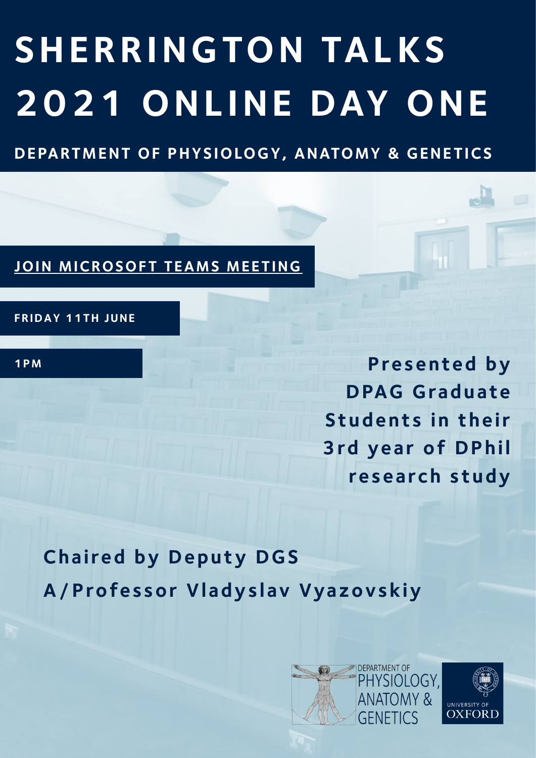# SHERRINGTON TALKS 2021 ONLINE DAY ONE

## DEPARTMENT OF PHYSIOLOGY, ANATOMY & GENETICS

JOIN MICROSOFT TEAMS MEETING

FRIDAY 11TH JUNE

1PM

**Presented by DPAG Graduate Students in their 3rd year of DPhil research study**

**Chaired by Deputy DGS A/Professor Vladyslav Vyazovskiy**

DEPARTMENT OF PHYSIOLOGY, ANATOMY & GENETICS

UNIVERSITY OF OXFORD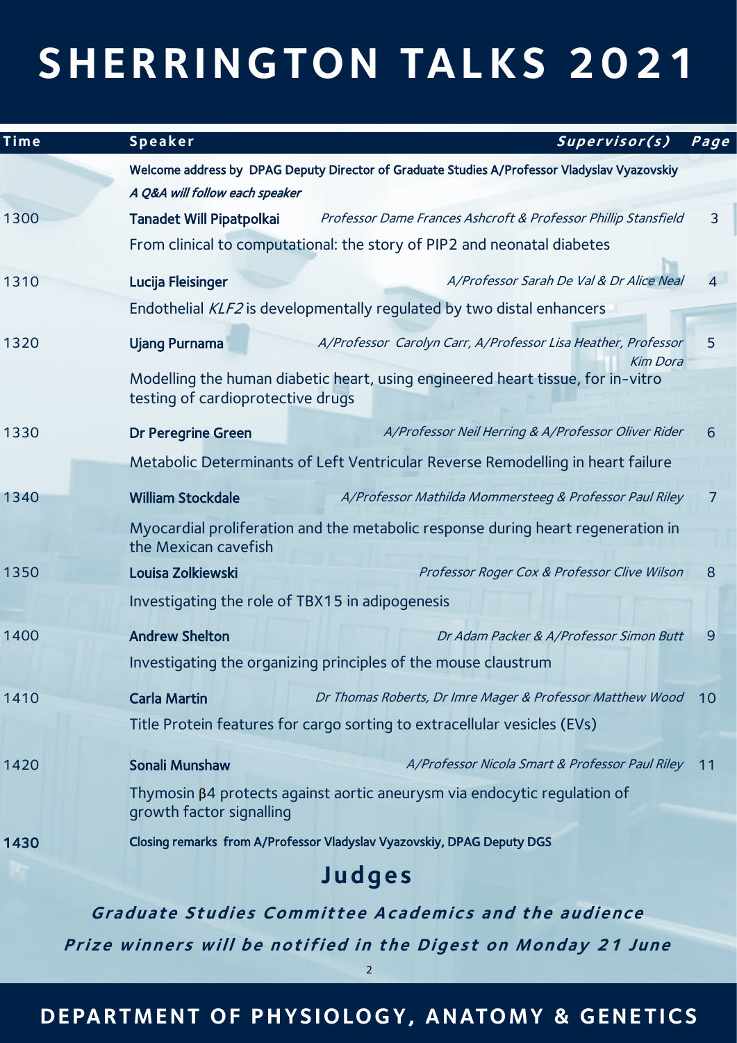# SHERRINGTON TALKS 2021

| Time | Speaker | Supervisor(s) | Page |
|---|---|---|---|
| | Welcome address by DPAG Deputy Director of Graduate Studies A/Professor Vladyslav Vyazovskiy<br>*A Q&A will follow each speaker* | | |
| 1300 | **Tanadet Will Pipatpolkai**<br>From clinical to computational: the story of PIP2 and neonatal diabetes | *Professor Dame Frances Ashcroft & Professor Phillip Stansfield* | 3 |
| 1310 | **Lucija Fleisinger**<br>Endothelial *KLF2* is developmentally regulated by two distal enhancers | *A/Professor Sarah De Val & Dr Alice Neal* | 4 |
| 1320 | **Ujang Purnama**<br>Modelling the human diabetic heart, using engineered heart tissue, for in-vitro testing of cardioprotective drugs | *A/Professor Carolyn Carr, A/Professor Lisa Heather, Professor Kim Dora* | 5 |
| 1330 | **Dr Peregrine Green**<br>Metabolic Determinants of Left Ventricular Reverse Remodelling in heart failure | *A/Professor Neil Herring & A/Professor Oliver Rider* | 6 |
| 1340 | **William Stockdale**<br>Myocardial proliferation and the metabolic response during heart regeneration in the Mexican cavefish | *A/Professor Mathilda Mommersteeg & Professor Paul Riley* | 7 |
| 1350 | **Louisa Zolkiewski**<br>Investigating the role of TBX15 in adipogenesis | *Professor Roger Cox & Professor Clive Wilson* | 8 |
| 1400 | **Andrew Shelton**<br>Investigating the organizing principles of the mouse claustrum | *Dr Adam Packer & A/Professor Simon Butt* | 9 |
| 1410 | **Carla Martin**<br>Title Protein features for cargo sorting to extracellular vesicles (EVs) | *Dr Thomas Roberts, Dr Imre Mager & Professor Matthew Wood* | 10 |
| 1420 | **Sonali Munshaw**<br>Thymosin β4 protects against aortic aneurysm via endocytic regulation of growth factor signalling | *A/Professor Nicola Smart & Professor Paul Riley* | 11 |
| **1430** | Closing remarks from A/Professor Vladyslav Vyazovskiy, DPAG Deputy DGS | | |

## Judges

***Graduate Studies Committee Academics and the audience***

***Prize winners will be notified in the Digest on Monday 21 June***

**DEPARTMENT OF PHYSIOLOGY, ANATOMY & GENETICS**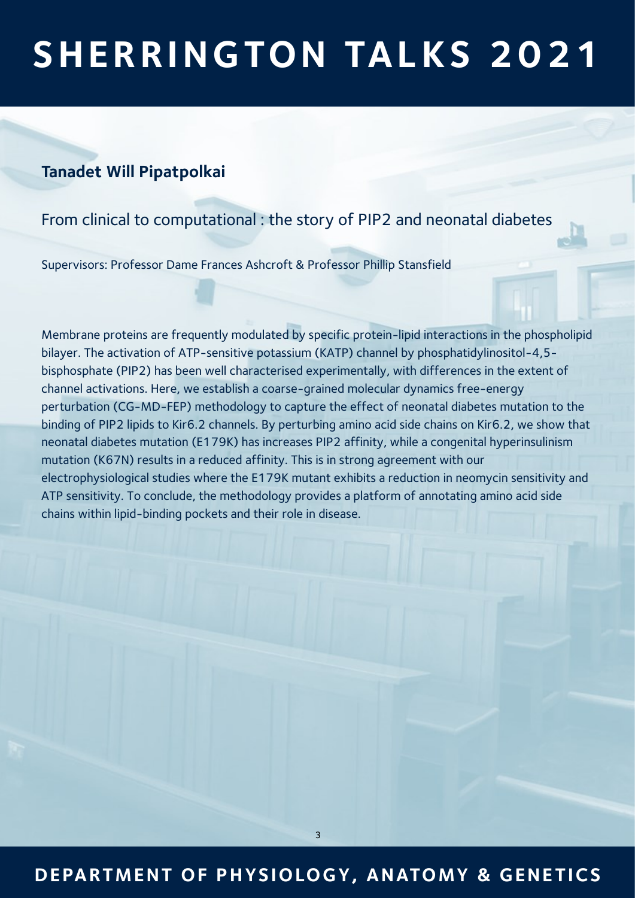# SHERRINGTON TALKS 2021

## Tanadet Will Pipatpolkai

From clinical to computational : the story of PIP2 and neonatal diabetes

Supervisors: Professor Dame Frances Ashcroft & Professor Phillip Stansfield

Membrane proteins are frequently modulated by specific protein-lipid interactions in the phospholipid bilayer. The activation of ATP-sensitive potassium (KATP) channel by phosphatidylinositol-4,5-bisphosphate (PIP2) has been well characterised experimentally, with differences in the extent of channel activations. Here, we establish a coarse-grained molecular dynamics free-energy perturbation (CG-MD-FEP) methodology to capture the effect of neonatal diabetes mutation to the binding of PIP2 lipids to Kir6.2 channels. By perturbing amino acid side chains on Kir6.2, we show that neonatal diabetes mutation (E179K) has increases PIP2 affinity, while a congenital hyperinsulinism mutation (K67N) results in a reduced affinity. This is in strong agreement with our electrophysiological studies where the E179K mutant exhibits a reduction in neomycin sensitivity and ATP sensitivity. To conclude, the methodology provides a platform of annotating amino acid side chains within lipid-binding pockets and their role in disease.

DEPARTMENT OF PHYSIOLOGY, ANATOMY & GENETICS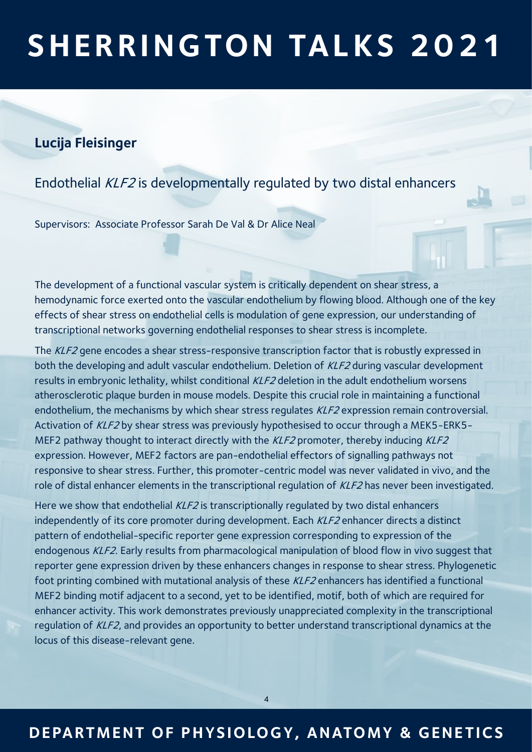## Lucija Fleisinger

### Endothelial *KLF2* is developmentally regulated by two distal enhancers

Supervisors: Associate Professor Sarah De Val & Dr Alice Neal

The development of a functional vascular system is critically dependent on shear stress, a hemodynamic force exerted onto the vascular endothelium by flowing blood. Although one of the key effects of shear stress on endothelial cells is modulation of gene expression, our understanding of transcriptional networks governing endothelial responses to shear stress is incomplete.

The *KLF2* gene encodes a shear stress-responsive transcription factor that is robustly expressed in both the developing and adult vascular endothelium. Deletion of *KLF2* during vascular development results in embryonic lethality, whilst conditional *KLF2* deletion in the adult endothelium worsens atherosclerotic plaque burden in mouse models. Despite this crucial role in maintaining a functional endothelium, the mechanisms by which shear stress regulates *KLF2* expression remain controversial. Activation of *KLF2* by shear stress was previously hypothesised to occur through a MEK5-ERK5-MEF2 pathway thought to interact directly with the *KLF2* promoter, thereby inducing *KLF2* expression. However, MEF2 factors are pan-endothelial effectors of signalling pathways not responsive to shear stress. Further, this promoter-centric model was never validated in vivo, and the role of distal enhancer elements in the transcriptional regulation of *KLF2* has never been investigated.

Here we show that endothelial *KLF2* is transcriptionally regulated by two distal enhancers independently of its core promoter during development. Each *KLF2* enhancer directs a distinct pattern of endothelial-specific reporter gene expression corresponding to expression of the endogenous *KLF2*. Early results from pharmacological manipulation of blood flow in vivo suggest that reporter gene expression driven by these enhancers changes in response to shear stress. Phylogenetic foot printing combined with mutational analysis of these *KLF2* enhancers has identified a functional MEF2 binding motif adjacent to a second, yet to be identified, motif, both of which are required for enhancer activity. This work demonstrates previously unappreciated complexity in the transcriptional regulation of *KLF2*, and provides an opportunity to better understand transcriptional dynamics at the locus of this disease-relevant gene.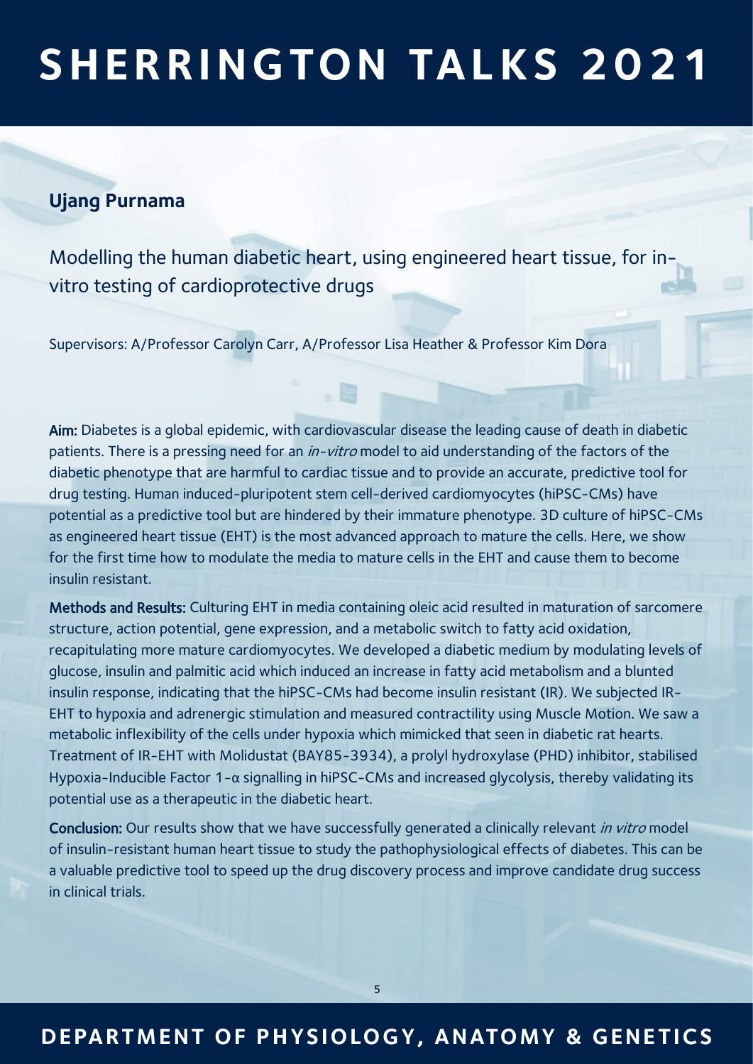### Ujang Purnama

## Modelling the human diabetic heart, using engineered heart tissue, for in-vitro testing of cardioprotective drugs

Supervisors: A/Professor Carolyn Carr, A/Professor Lisa Heather & Professor Kim Dora

**Aim:** Diabetes is a global epidemic, with cardiovascular disease the leading cause of death in diabetic patients. There is a pressing need for an *in-vitro* model to aid understanding of the factors of the diabetic phenotype that are harmful to cardiac tissue and to provide an accurate, predictive tool for drug testing. Human induced-pluripotent stem cell-derived cardiomyocytes (hiPSC-CMs) have potential as a predictive tool but are hindered by their immature phenotype. 3D culture of hiPSC-CMs as engineered heart tissue (EHT) is the most advanced approach to mature the cells. Here, we show for the first time how to modulate the media to mature cells in the EHT and cause them to become insulin resistant.

**Methods and Results:** Culturing EHT in media containing oleic acid resulted in maturation of sarcomere structure, action potential, gene expression, and a metabolic switch to fatty acid oxidation, recapitulating more mature cardiomyocytes. We developed a diabetic medium by modulating levels of glucose, insulin and palmitic acid which induced an increase in fatty acid metabolism and a blunted insulin response, indicating that the hiPSC-CMs had become insulin resistant (IR). We subjected IR-EHT to hypoxia and adrenergic stimulation and measured contractility using Muscle Motion. We saw a metabolic inflexibility of the cells under hypoxia which mimicked that seen in diabetic rat hearts. Treatment of IR-EHT with Molidustat (BAY85-3934), a prolyl hydroxylase (PHD) inhibitor, stabilised Hypoxia-Inducible Factor 1-$\alpha$ signalling in hiPSC-CMs and increased glycolysis, thereby validating its potential use as a therapeutic in the diabetic heart.

**Conclusion:** Our results show that we have successfully generated a clinically relevant *in vitro* model of insulin-resistant human heart tissue to study the pathophysiological effects of diabetes. This can be a valuable predictive tool to speed up the drug discovery process and improve candidate drug success in clinical trials.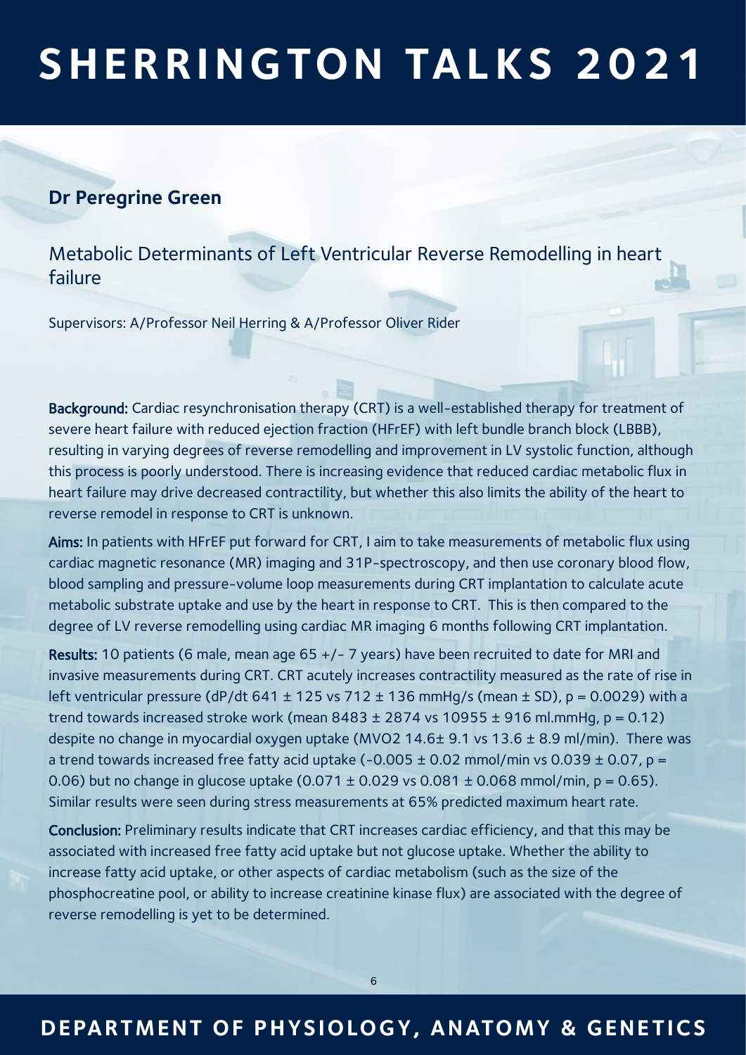## Dr Peregrine Green

### Metabolic Determinants of Left Ventricular Reverse Remodelling in heart failure

Supervisors: A/Professor Neil Herring & A/Professor Oliver Rider

**Background:** Cardiac resynchronisation therapy (CRT) is a well-established therapy for treatment of severe heart failure with reduced ejection fraction (HFrEF) with left bundle branch block (LBBB), resulting in varying degrees of reverse remodelling and improvement in LV systolic function, although this process is poorly understood. There is increasing evidence that reduced cardiac metabolic flux in heart failure may drive decreased contractility, but whether this also limits the ability of the heart to reverse remodel in response to CRT is unknown.

**Aims:** In patients with HFrEF put forward for CRT, I aim to take measurements of metabolic flux using cardiac magnetic resonance (MR) imaging and 31P-spectroscopy, and then use coronary blood flow, blood sampling and pressure-volume loop measurements during CRT implantation to calculate acute metabolic substrate uptake and use by the heart in response to CRT. This is then compared to the degree of LV reverse remodelling using cardiac MR imaging 6 months following CRT implantation.

**Results:** 10 patients (6 male, mean age 65 +/- 7 years) have been recruited to date for MRI and invasive measurements during CRT. CRT acutely increases contractility measured as the rate of rise in left ventricular pressure (dP/dt $641 \pm 125$ vs $712 \pm 136$ mmHg/s (mean ± SD), $p = 0.0029$) with a trend towards increased stroke work (mean $8483 \pm 2874$ vs $10955 \pm 916$ ml.mmHg, $p = 0.12$) despite no change in myocardial oxygen uptake ($MVO_2$ $14.6 \pm 9.1$ vs $13.6 \pm 8.9$ ml/min). There was a trend towards increased free fatty acid uptake ($-0.005 \pm 0.02$ mmol/min vs $0.039 \pm 0.07$, $p = 0.06$) but no change in glucose uptake ($0.071 \pm 0.029$ vs $0.081 \pm 0.068$ mmol/min, $p = 0.65$). Similar results were seen during stress measurements at 65% predicted maximum heart rate.

**Conclusion:** Preliminary results indicate that CRT increases cardiac efficiency, and that this may be associated with increased free fatty acid uptake but not glucose uptake. Whether the ability to increase fatty acid uptake, or other aspects of cardiac metabolism (such as the size of the phosphocreatine pool, or ability to increase creatinine kinase flux) are associated with the degree of reverse remodelling is yet to be determined.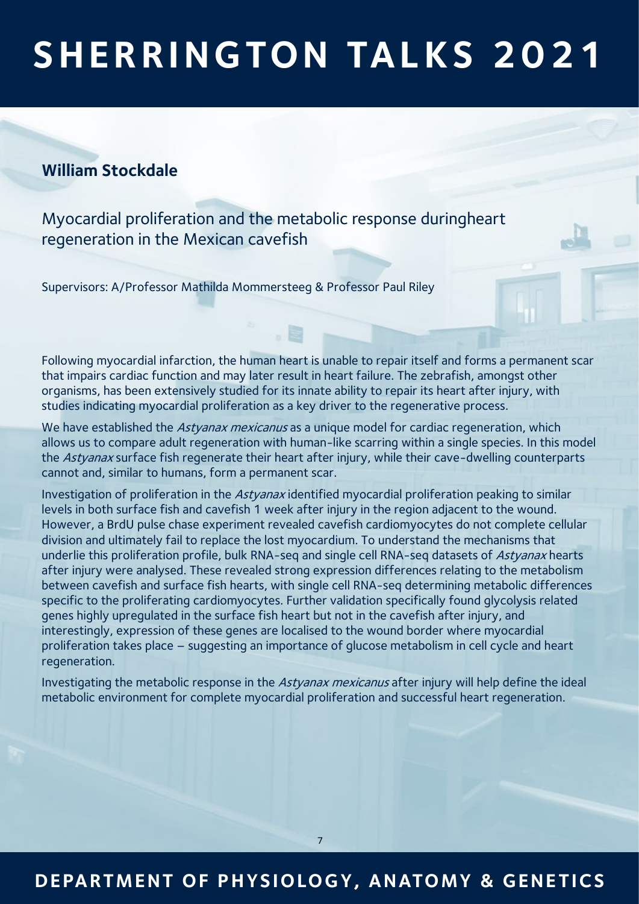## William Stockdale

### Myocardial proliferation and the metabolic response duringheart regeneration in the Mexican cavefish

Supervisors: A/Professor Mathilda Mommersteeg & Professor Paul Riley

Following myocardial infarction, the human heart is unable to repair itself and forms a permanent scar that impairs cardiac function and may later result in heart failure. The zebrafish, amongst other organisms, has been extensively studied for its innate ability to repair its heart after injury, with studies indicating myocardial proliferation as a key driver to the regenerative process.

We have established the *Astyanax mexicanus* as a unique model for cardiac regeneration, which allows us to compare adult regeneration with human-like scarring within a single species. In this model the *Astyanax* surface fish regenerate their heart after injury, while their cave-dwelling counterparts cannot and, similar to humans, form a permanent scar.

Investigation of proliferation in the *Astyanax* identified myocardial proliferation peaking to similar levels in both surface fish and cavefish 1 week after injury in the region adjacent to the wound. However, a BrdU pulse chase experiment revealed cavefish cardiomyocytes do not complete cellular division and ultimately fail to replace the lost myocardium. To understand the mechanisms that underlie this proliferation profile, bulk RNA-seq and single cell RNA-seq datasets of *Astyanax* hearts after injury were analysed. These revealed strong expression differences relating to the metabolism between cavefish and surface fish hearts, with single cell RNA-seq determining metabolic differences specific to the proliferating cardiomyocytes. Further validation specifically found glycolysis related genes highly upregulated in the surface fish heart but not in the cavefish after injury, and interestingly, expression of these genes are localised to the wound border where myocardial proliferation takes place – suggesting an importance of glucose metabolism in cell cycle and heart regeneration.

Investigating the metabolic response in the *Astyanax mexicanus* after injury will help define the ideal metabolic environment for complete myocardial proliferation and successful heart regeneration.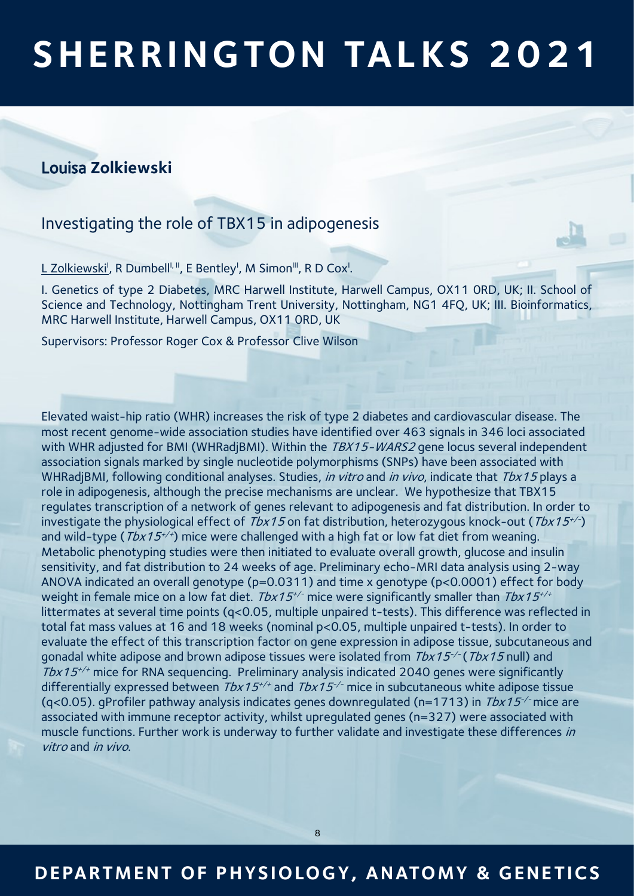## Louisa Zolkiewski

### Investigating the role of TBX15 in adipogenesis

L Zolkiewski[I], R Dumbell[I, II], E Bentley[I], M Simon[III], R D Cox[I].

I. Genetics of type 2 Diabetes, MRC Harwell Institute, Harwell Campus, OX11 0RD, UK; II. School of Science and Technology, Nottingham Trent University, Nottingham, NG1 4FQ, UK; III. Bioinformatics, MRC Harwell Institute, Harwell Campus, OX11 0RD, UK

Supervisors: Professor Roger Cox & Professor Clive Wilson

Elevated waist-hip ratio (WHR) increases the risk of type 2 diabetes and cardiovascular disease. The most recent genome-wide association studies have identified over 463 signals in 346 loci associated with WHR adjusted for BMI (WHRadjBMI). Within the *TBX15-WARS2* gene locus several independent association signals marked by single nucleotide polymorphisms (SNPs) have been associated with WHRadjBMI, following conditional analyses. Studies, *in vitro* and *in vivo*, indicate that *Tbx15* plays a role in adipogenesis, although the precise mechanisms are unclear. We hypothesize that TBX15 regulates transcription of a network of genes relevant to adipogenesis and fat distribution. In order to investigate the physiological effect of *Tbx15* on fat distribution, heterozygous knock-out (*Tbx15*$^{+/-}$) and wild-type (*Tbx15*$^{+/+}$) mice were challenged with a high fat or low fat diet from weaning. Metabolic phenotyping studies were then initiated to evaluate overall growth, glucose and insulin sensitivity, and fat distribution to 24 weeks of age. Preliminary echo-MRI data analysis using 2-way ANOVA indicated an overall genotype ($p=0.0311$) and time x genotype ($p<0.0001$) effect for body weight in female mice on a low fat diet. *Tbx15*$^{+/-}$ mice were significantly smaller than *Tbx15*$^{+/+}$ littermates at several time points ($q<0.05$, multiple unpaired t-tests). This difference was reflected in total fat mass values at 16 and 18 weeks (nominal $p<0.05$, multiple unpaired t-tests). In order to evaluate the effect of this transcription factor on gene expression in adipose tissue, subcutaneous and gonadal white adipose and brown adipose tissues were isolated from *Tbx15*$^{-/-}$ (*Tbx15* null) and *Tbx15*$^{+/+}$ mice for RNA sequencing. Preliminary analysis indicated 2040 genes were significantly differentially expressed between *Tbx15*$^{+/+}$ and *Tbx15*$^{-/-}$ mice in subcutaneous white adipose tissue ($q<0.05$). gProfiler pathway analysis indicates genes downregulated (n=1713) in *Tbx15*$^{-/-}$ mice are associated with immune receptor activity, whilst upregulated genes (n=327) were associated with muscle functions. Further work is underway to further validate and investigate these differences *in vitro* and *in vivo*.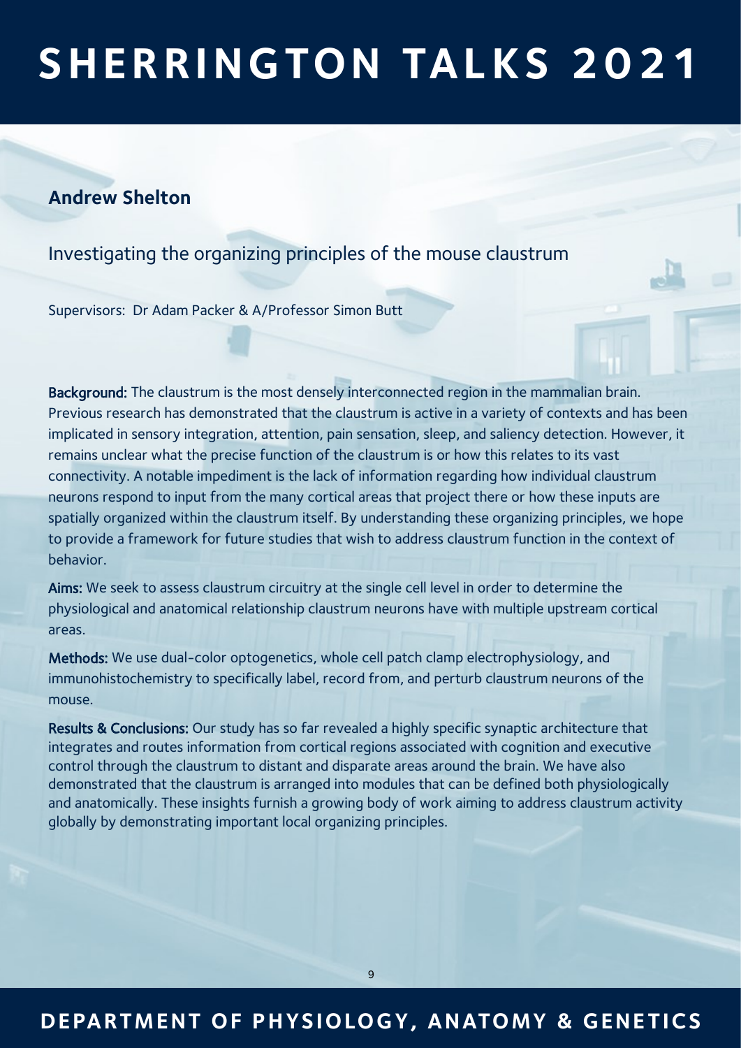# SHERRINGTON TALKS 2021

## Andrew Shelton

### Investigating the organizing principles of the mouse claustrum

Supervisors: Dr Adam Packer & A/Professor Simon Butt

**Background:** The claustrum is the most densely interconnected region in the mammalian brain. Previous research has demonstrated that the claustrum is active in a variety of contexts and has been implicated in sensory integration, attention, pain sensation, sleep, and saliency detection. However, it remains unclear what the precise function of the claustrum is or how this relates to its vast connectivity. A notable impediment is the lack of information regarding how individual claustrum neurons respond to input from the many cortical areas that project there or how these inputs are spatially organized within the claustrum itself. By understanding these organizing principles, we hope to provide a framework for future studies that wish to address claustrum function in the context of behavior.

**Aims:** We seek to assess claustrum circuitry at the single cell level in order to determine the physiological and anatomical relationship claustrum neurons have with multiple upstream cortical areas.

**Methods:** We use dual-color optogenetics, whole cell patch clamp electrophysiology, and immunohistochemistry to specifically label, record from, and perturb claustrum neurons of the mouse.

**Results & Conclusions:** Our study has so far revealed a highly specific synaptic architecture that integrates and routes information from cortical regions associated with cognition and executive control through the claustrum to distant and disparate areas around the brain. We have also demonstrated that the claustrum is arranged into modules that can be defined both physiologically and anatomically. These insights furnish a growing body of work aiming to address claustrum activity globally by demonstrating important local organizing principles.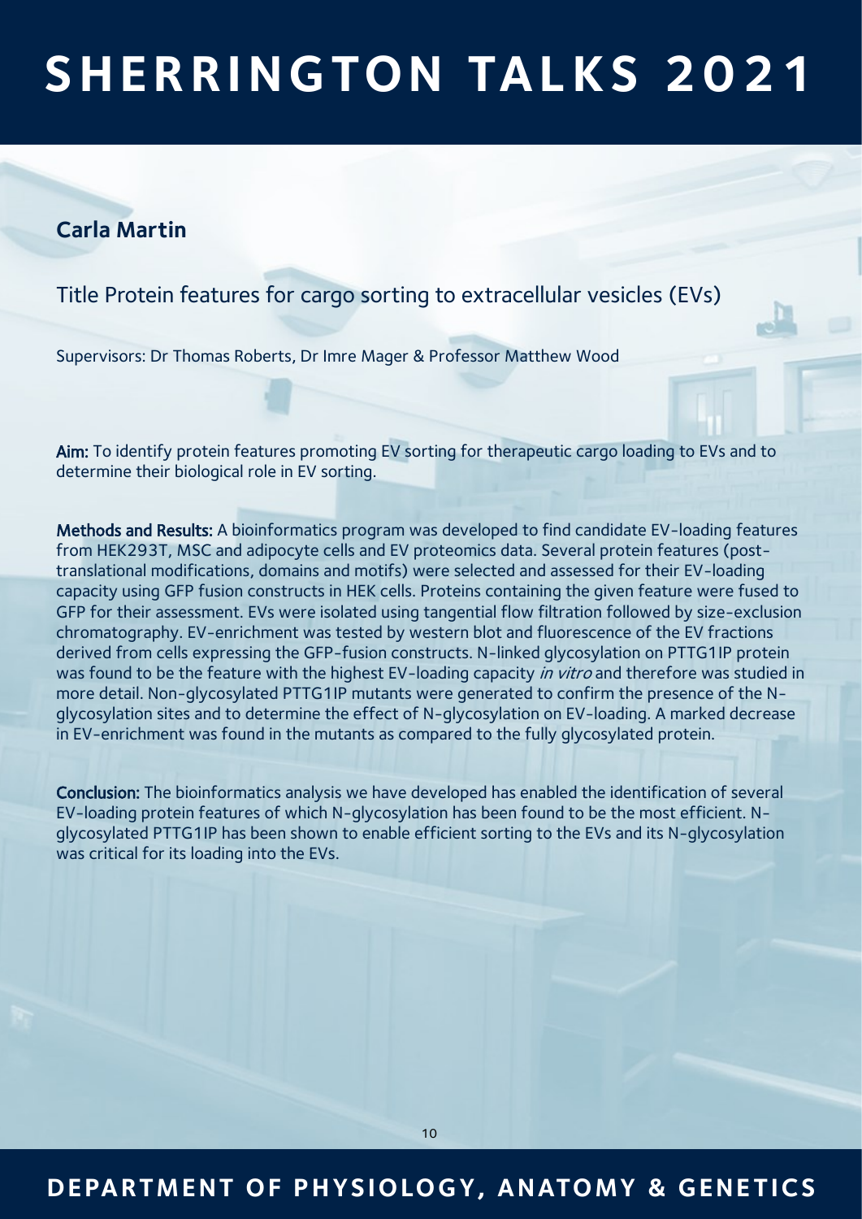## Carla Martin

### Title Protein features for cargo sorting to extracellular vesicles (EVs)

Supervisors: Dr Thomas Roberts, Dr Imre Mager & Professor Matthew Wood

**Aim:** To identify protein features promoting EV sorting for therapeutic cargo loading to EVs and to determine their biological role in EV sorting.

**Methods and Results:** A bioinformatics program was developed to find candidate EV-loading features from HEK293T, MSC and adipocyte cells and EV proteomics data. Several protein features (post-translational modifications, domains and motifs) were selected and assessed for their EV-loading capacity using GFP fusion constructs in HEK cells. Proteins containing the given feature were fused to GFP for their assessment. EVs were isolated using tangential flow filtration followed by size-exclusion chromatography. EV-enrichment was tested by western blot and fluorescence of the EV fractions derived from cells expressing the GFP-fusion constructs. N-linked glycosylation on PTTG1IP protein was found to be the feature with the highest EV-loading capacity *in vitro* and therefore was studied in more detail. Non-glycosylated PTTG1IP mutants were generated to confirm the presence of the N-glycosylation sites and to determine the effect of N-glycosylation on EV-loading. A marked decrease in EV-enrichment was found in the mutants as compared to the fully glycosylated protein.

**Conclusion:** The bioinformatics analysis we have developed has enabled the identification of several EV-loading protein features of which N-glycosylation has been found to be the most efficient. N-glycosylated PTTG1IP has been shown to enable efficient sorting to the EVs and its N-glycosylation was critical for its loading into the EVs.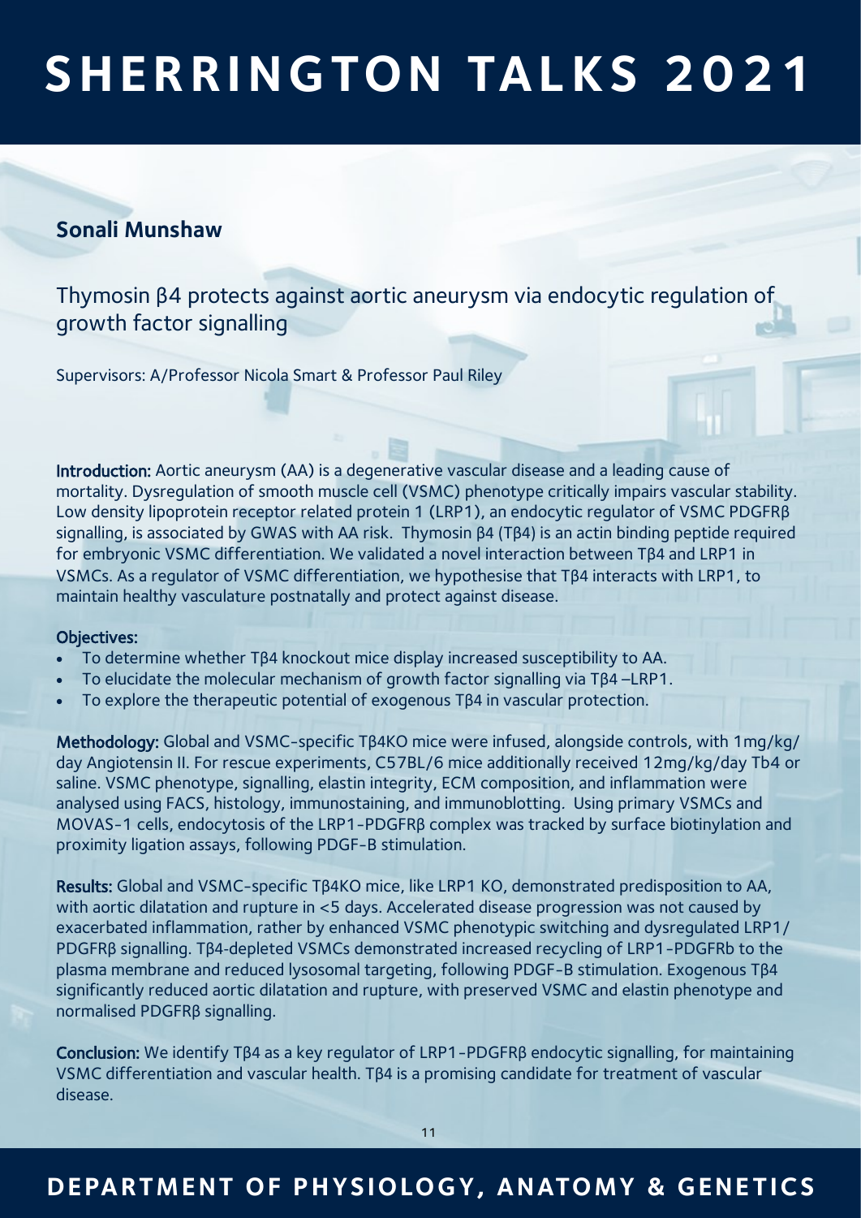# SHERRINGTON TALKS 2021

## Sonali Munshaw

### Thymosin β4 protects against aortic aneurysm via endocytic regulation of growth factor signalling

Supervisors: A/Professor Nicola Smart & Professor Paul Riley

**Introduction:** Aortic aneurysm (AA) is a degenerative vascular disease and a leading cause of mortality. Dysregulation of smooth muscle cell (VSMC) phenotype critically impairs vascular stability. Low density lipoprotein receptor related protein 1 (LRP1), an endocytic regulator of VSMC PDGFRβ signalling, is associated by GWAS with AA risk. Thymosin β4 (Tβ4) is an actin binding peptide required for embryonic VSMC differentiation. We validated a novel interaction between Tβ4 and LRP1 in VSMCs. As a regulator of VSMC differentiation, we hypothesise that Tβ4 interacts with LRP1, to maintain healthy vasculature postnatally and protect against disease.

**Objectives:**

- To determine whether Tβ4 knockout mice display increased susceptibility to AA.
- To elucidate the molecular mechanism of growth factor signalling via Tβ4 –LRP1.
- To explore the therapeutic potential of exogenous Tβ4 in vascular protection.

**Methodology:** Global and VSMC-specific Tβ4KO mice were infused, alongside controls, with 1mg/kg/day Angiotensin II. For rescue experiments, C57BL/6 mice additionally received 12mg/kg/day Tb4 or saline. VSMC phenotype, signalling, elastin integrity, ECM composition, and inflammation were analysed using FACS, histology, immunostaining, and immunoblotting. Using primary VSMCs and MOVAS-1 cells, endocytosis of the LRP1-PDGFRβ complex was tracked by surface biotinylation and proximity ligation assays, following PDGF-B stimulation.

**Results:** Global and VSMC-specific Tβ4KO mice, like LRP1 KO, demonstrated predisposition to AA, with aortic dilatation and rupture in <5 days. Accelerated disease progression was not caused by exacerbated inflammation, rather by enhanced VSMC phenotypic switching and dysregulated LRP1/PDGFRβ signalling. Tβ4-depleted VSMCs demonstrated increased recycling of LRP1-PDGFRb to the plasma membrane and reduced lysosomal targeting, following PDGF-B stimulation. Exogenous Tβ4 significantly reduced aortic dilatation and rupture, with preserved VSMC and elastin phenotype and normalised PDGFRβ signalling.

**Conclusion:** We identify Tβ4 as a key regulator of LRP1-PDGFRβ endocytic signalling, for maintaining VSMC differentiation and vascular health. Tβ4 is a promising candidate for treatment of vascular disease.

## DEPARTMENT OF PHYSIOLOGY, ANATOMY & GENETICS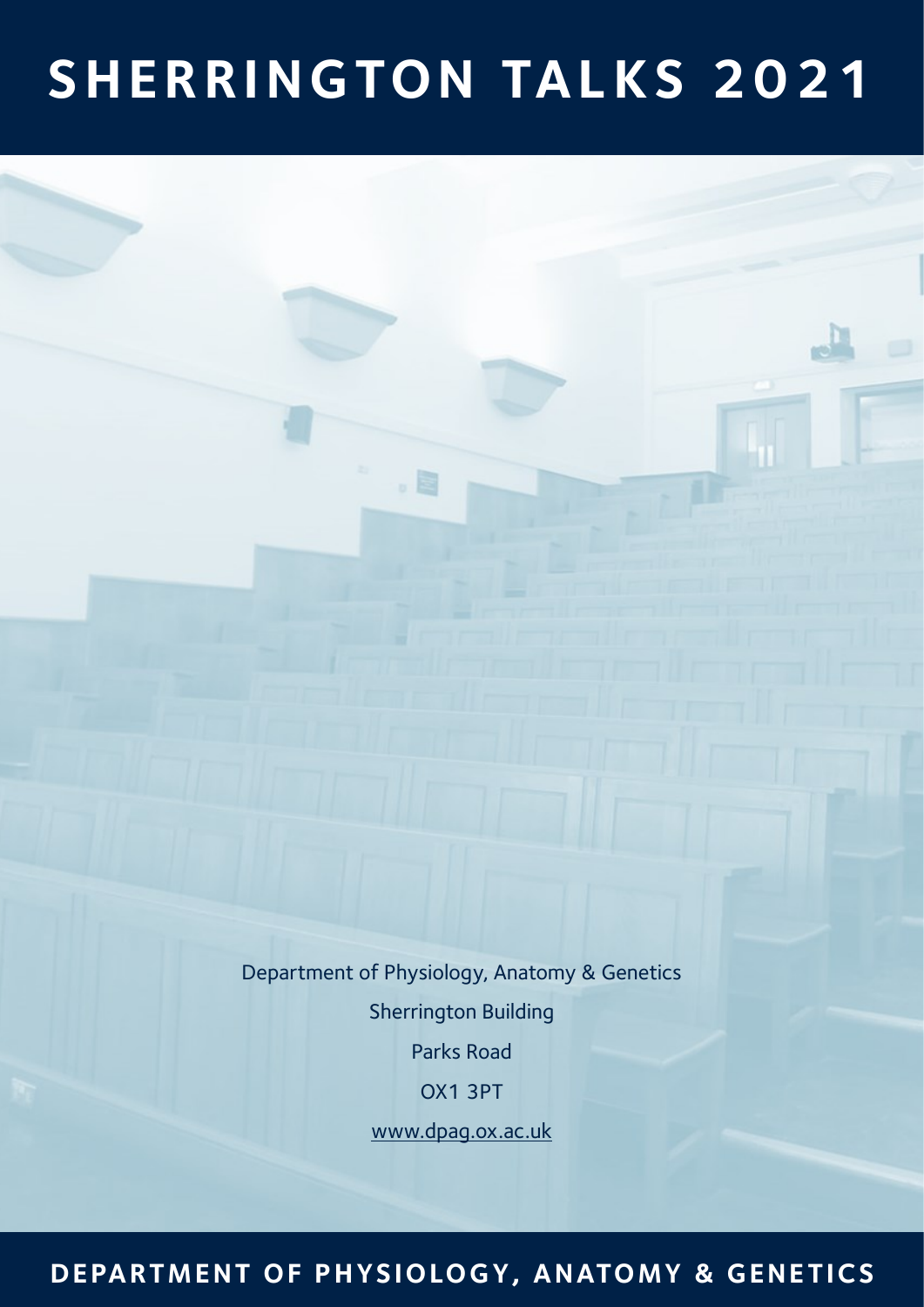# SHERRINGTON TALKS 2021

Department of Physiology, Anatomy & Genetics

Sherrington Building

Parks Road

OX1 3PT

www.dpag.ox.ac.uk

**DEPARTMENT OF PHYSIOLOGY, ANATOMY & GENETICS**